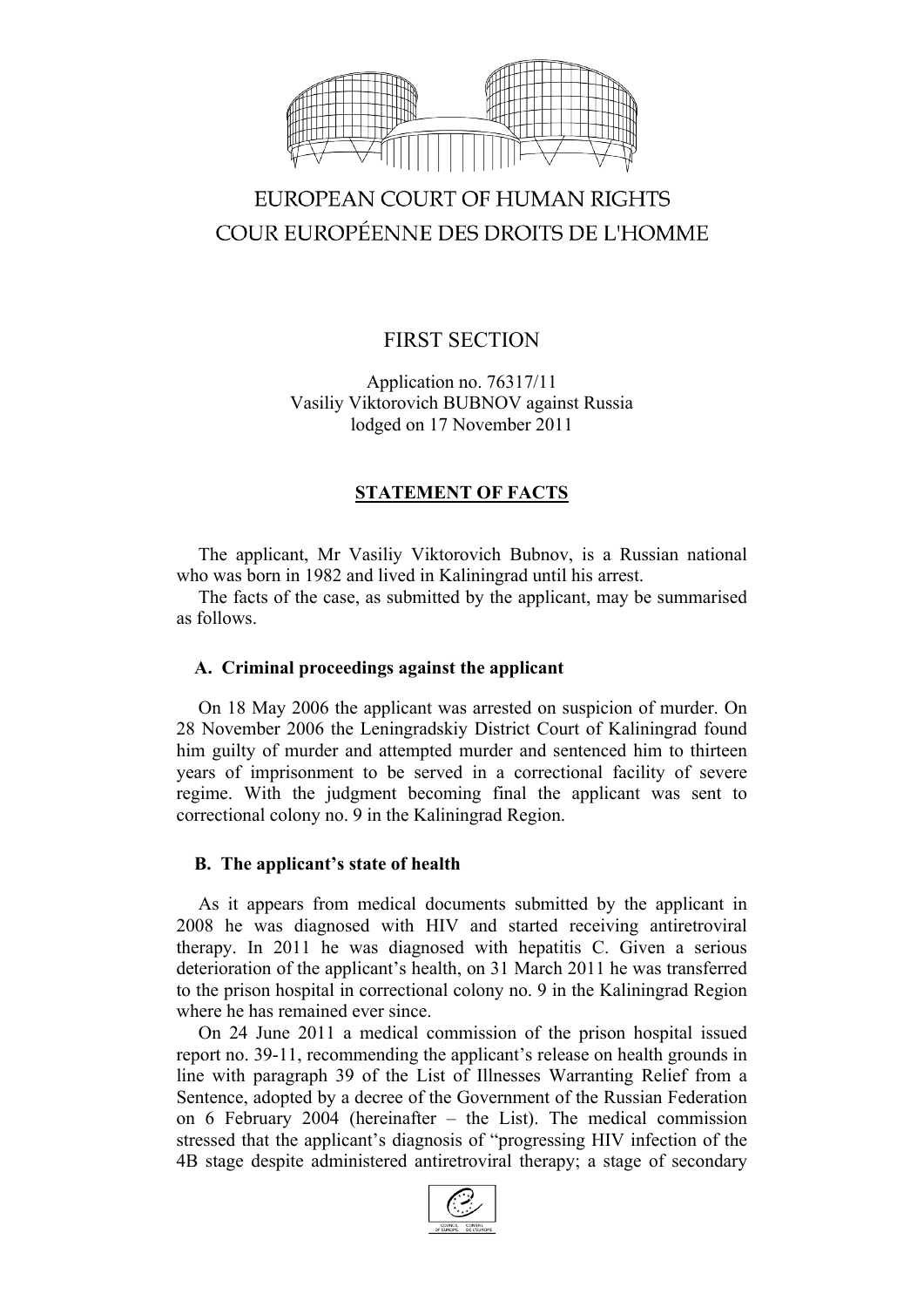# EUROPEAN COURT OF HUMAN RIGHTS
# COUR EUROPÉENNE DES DROITS DE L'HOMME

FIRST SECTION

Application no. 76317/11
Vasiliy Viktorovich BUBNOV against Russia
lodged on 17 November 2011

## STATEMENT OF FACTS

The applicant, Mr Vasiliy Viktorovich Bubnov, is a Russian national who was born in 1982 and lived in Kaliningrad until his arrest.

The facts of the case, as submitted by the applicant, may be summarised as follows.

### A. Criminal proceedings against the applicant

On 18 May 2006 the applicant was arrested on suspicion of murder. On 28 November 2006 the Leningradskiy District Court of Kaliningrad found him guilty of murder and attempted murder and sentenced him to thirteen years of imprisonment to be served in a correctional facility of severe regime. With the judgment becoming final the applicant was sent to correctional colony no. 9 in the Kaliningrad Region.

### B. The applicant's state of health

As it appears from medical documents submitted by the applicant in 2008 he was diagnosed with HIV and started receiving antiretroviral therapy. In 2011 he was diagnosed with hepatitis C. Given a serious deterioration of the applicant's health, on 31 March 2011 he was transferred to the prison hospital in correctional colony no. 9 in the Kaliningrad Region where he has remained ever since.

On 24 June 2011 a medical commission of the prison hospital issued report no. 39-11, recommending the applicant's release on health grounds in line with paragraph 39 of the List of Illnesses Warranting Relief from a Sentence, adopted by a decree of the Government of the Russian Federation on 6 February 2004 (hereinafter – the List). The medical commission stressed that the applicant's diagnosis of "progressing HIV infection of the 4B stage despite administered antiretroviral therapy; a stage of secondary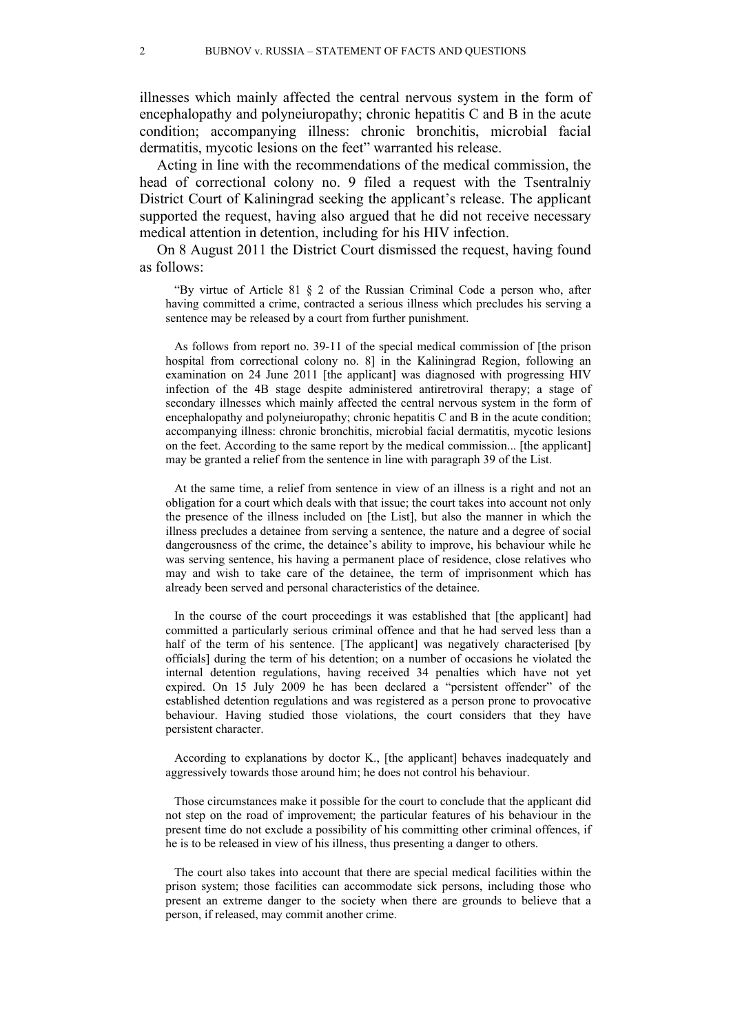illnesses which mainly affected the central nervous system in the form of encephalopathy and polyneiuropathy; chronic hepatitis C and B in the acute condition; accompanying illness: chronic bronchitis, microbial facial dermatitis, mycotic lesions on the feet" warranted his release.

Acting in line with the recommendations of the medical commission, the head of correctional colony no. 9 filed a request with the Tsentralniy District Court of Kaliningrad seeking the applicant's release. The applicant supported the request, having also argued that he did not receive necessary medical attention in detention, including for his HIV infection.

On 8 August 2011 the District Court dismissed the request, having found as follows:

> "By virtue of Article 81 § 2 of the Russian Criminal Code a person who, after having committed a crime, contracted a serious illness which precludes his serving a sentence may be released by a court from further punishment.
>
> As follows from report no. 39-11 of the special medical commission of [the prison hospital from correctional colony no. 8] in the Kaliningrad Region, following an examination on 24 June 2011 [the applicant] was diagnosed with progressing HIV infection of the 4B stage despite administered antiretroviral therapy; a stage of secondary illnesses which mainly affected the central nervous system in the form of encephalopathy and polyneiuropathy; chronic hepatitis C and B in the acute condition; accompanying illness: chronic bronchitis, microbial facial dermatitis, mycotic lesions on the feet. According to the same report by the medical commission... [the applicant] may be granted a relief from the sentence in line with paragraph 39 of the List.
>
> At the same time, a relief from sentence in view of an illness is a right and not an obligation for a court which deals with that issue; the court takes into account not only the presence of the illness included on [the List], but also the manner in which the illness precludes a detainee from serving a sentence, the nature and a degree of social dangerousness of the crime, the detainee's ability to improve, his behaviour while he was serving sentence, his having a permanent place of residence, close relatives who may and wish to take care of the detainee, the term of imprisonment which has already been served and personal characteristics of the detainee.
>
> In the course of the court proceedings it was established that [the applicant] had committed a particularly serious criminal offence and that he had served less than a half of the term of his sentence. [The applicant] was negatively characterised [by officials] during the term of his detention; on a number of occasions he violated the internal detention regulations, having received 34 penalties which have not yet expired. On 15 July 2009 he has been declared a "persistent offender" of the established detention regulations and was registered as a person prone to provocative behaviour. Having studied those violations, the court considers that they have persistent character.
>
> According to explanations by doctor K., [the applicant] behaves inadequately and aggressively towards those around him; he does not control his behaviour.
>
> Those circumstances make it possible for the court to conclude that the applicant did not step on the road of improvement; the particular features of his behaviour in the present time do not exclude a possibility of his committing other criminal offences, if he is to be released in view of his illness, thus presenting a danger to others.
>
> The court also takes into account that there are special medical facilities within the prison system; those facilities can accommodate sick persons, including those who present an extreme danger to the society when there are grounds to believe that a person, if released, may commit another crime.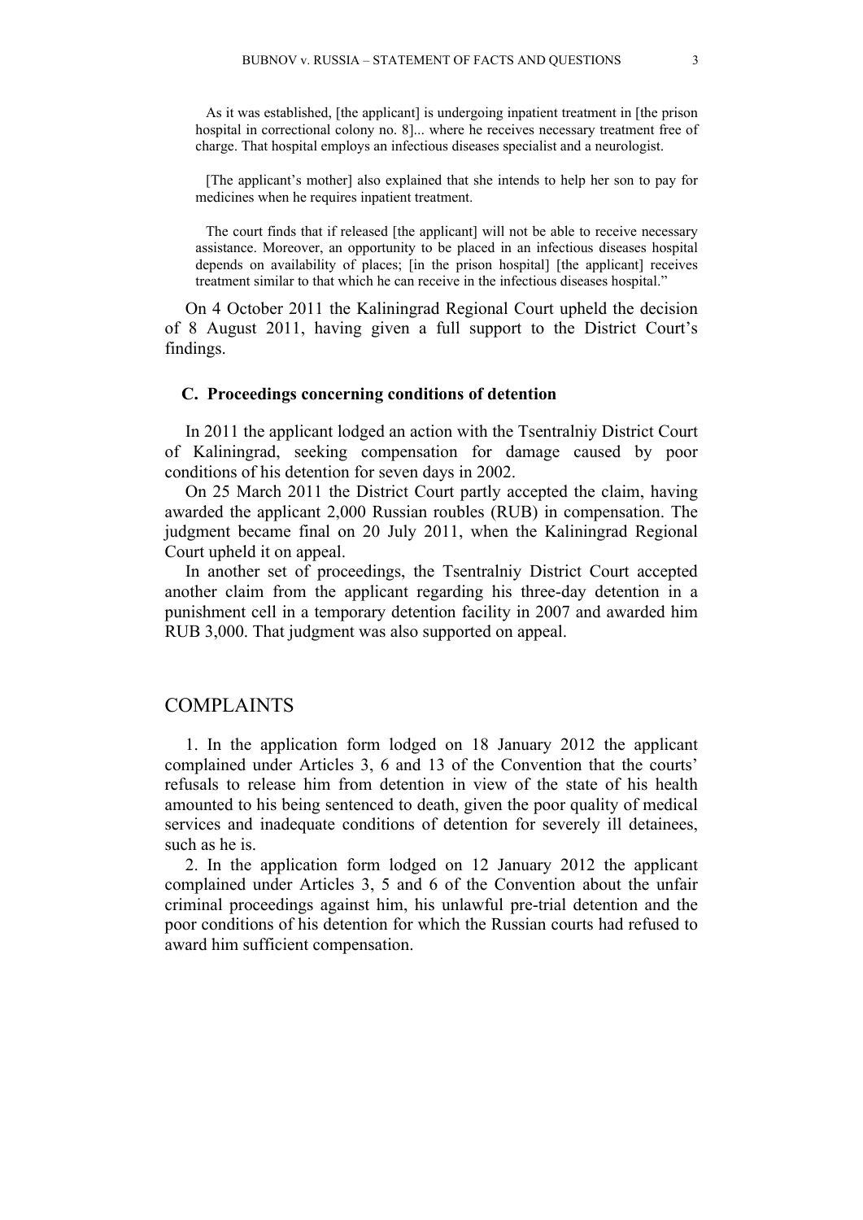> As it was established, [the applicant] is undergoing inpatient treatment in [the prison hospital in correctional colony no. 8]... where he receives necessary treatment free of charge. That hospital employs an infectious diseases specialist and a neurologist.
>
> [The applicant's mother] also explained that she intends to help her son to pay for medicines when he requires inpatient treatment.
>
> The court finds that if released [the applicant] will not be able to receive necessary assistance. Moreover, an opportunity to be placed in an infectious diseases hospital depends on availability of places; [in the prison hospital] [the applicant] receives treatment similar to that which he can receive in the infectious diseases hospital."

On 4 October 2011 the Kaliningrad Regional Court upheld the decision of 8 August 2011, having given a full support to the District Court's findings.

### C. Proceedings concerning conditions of detention

In 2011 the applicant lodged an action with the Tsentralniy District Court of Kaliningrad, seeking compensation for damage caused by poor conditions of his detention for seven days in 2002.

On 25 March 2011 the District Court partly accepted the claim, having awarded the applicant 2,000 Russian roubles (RUB) in compensation. The judgment became final on 20 July 2011, when the Kaliningrad Regional Court upheld it on appeal.

In another set of proceedings, the Tsentralniy District Court accepted another claim from the applicant regarding his three-day detention in a punishment cell in a temporary detention facility in 2007 and awarded him RUB 3,000. That judgment was also supported on appeal.

## COMPLAINTS

1. In the application form lodged on 18 January 2012 the applicant complained under Articles 3, 6 and 13 of the Convention that the courts' refusals to release him from detention in view of the state of his health amounted to his being sentenced to death, given the poor quality of medical services and inadequate conditions of detention for severely ill detainees, such as he is.

2. In the application form lodged on 12 January 2012 the applicant complained under Articles 3, 5 and 6 of the Convention about the unfair criminal proceedings against him, his unlawful pre-trial detention and the poor conditions of his detention for which the Russian courts had refused to award him sufficient compensation.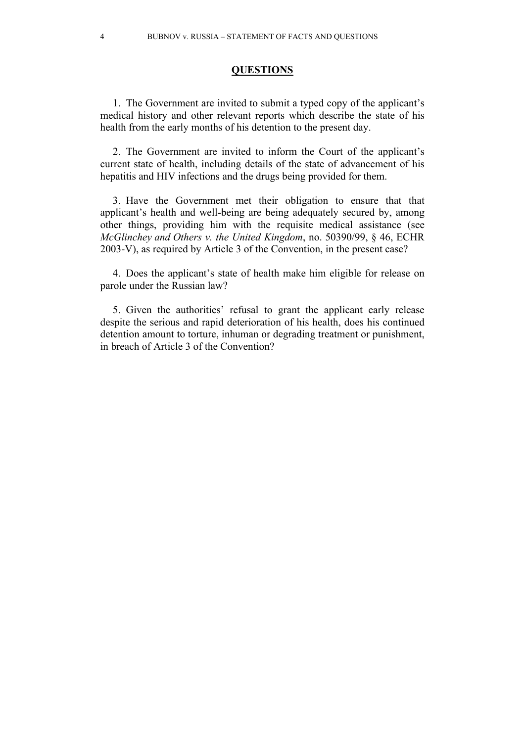## QUESTIONS

1. The Government are invited to submit a typed copy of the applicant's medical history and other relevant reports which describe the state of his health from the early months of his detention to the present day.

2. The Government are invited to inform the Court of the applicant's current state of health, including details of the state of advancement of his hepatitis and HIV infections and the drugs being provided for them.

3. Have the Government met their obligation to ensure that that applicant's health and well-being are being adequately secured by, among other things, providing him with the requisite medical assistance (see *McGlinchey and Others v. the United Kingdom*, no. 50390/99, § 46, ECHR 2003-V), as required by Article 3 of the Convention, in the present case?

4. Does the applicant's state of health make him eligible for release on parole under the Russian law?

5. Given the authorities' refusal to grant the applicant early release despite the serious and rapid deterioration of his health, does his continued detention amount to torture, inhuman or degrading treatment or punishment, in breach of Article 3 of the Convention?